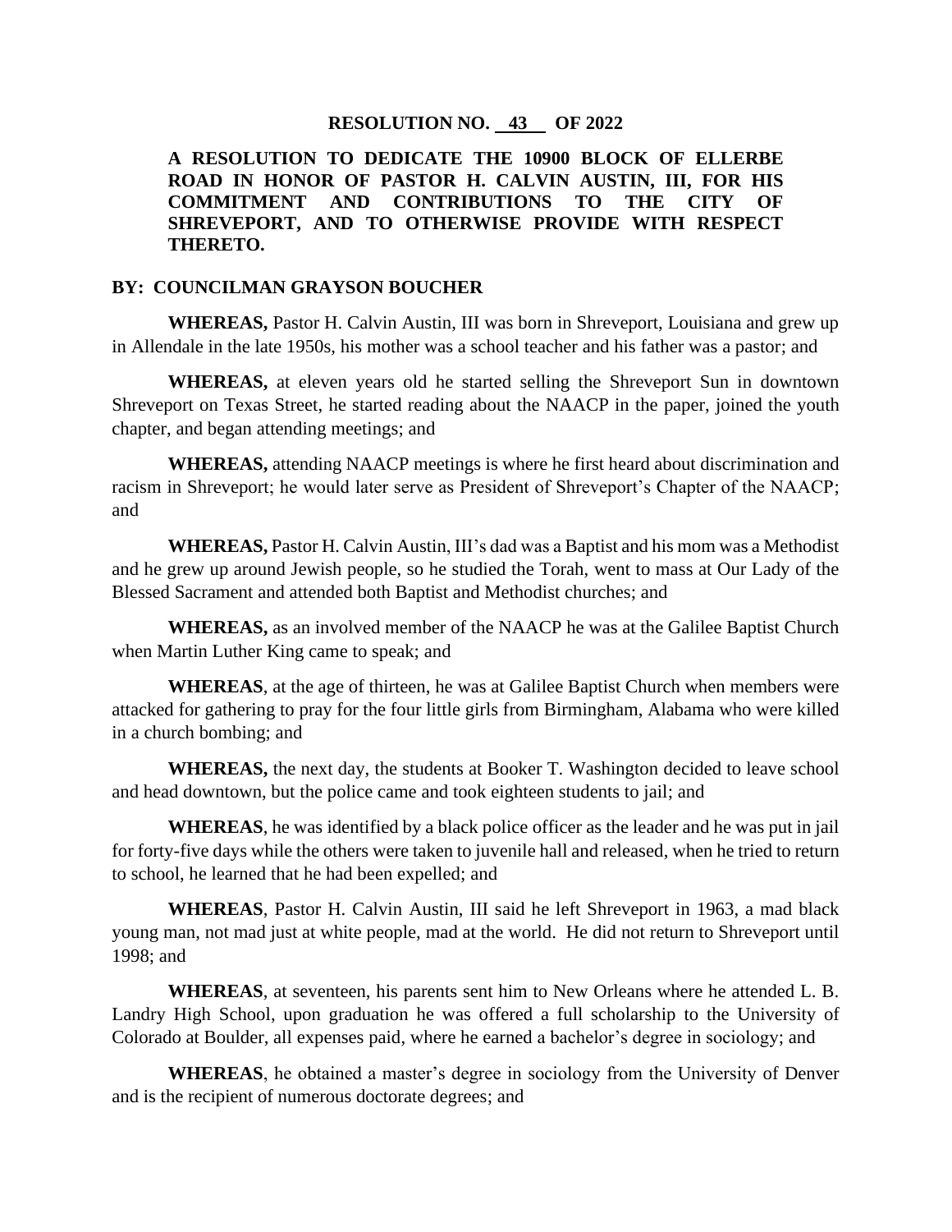# RESOLUTION NO. 43 OF 2022

**A RESOLUTION TO DEDICATE THE 10900 BLOCK OF ELLERBE ROAD IN HONOR OF PASTOR H. CALVIN AUSTIN, III, FOR HIS COMMITMENT AND CONTRIBUTIONS TO THE CITY OF SHREVEPORT, AND TO OTHERWISE PROVIDE WITH RESPECT THERETO.**

**BY: COUNCILMAN GRAYSON BOUCHER**

**WHEREAS,** Pastor H. Calvin Austin, III was born in Shreveport, Louisiana and grew up in Allendale in the late 1950s, his mother was a school teacher and his father was a pastor; and

**WHEREAS,** at eleven years old he started selling the Shreveport Sun in downtown Shreveport on Texas Street, he started reading about the NAACP in the paper, joined the youth chapter, and began attending meetings; and

**WHEREAS,** attending NAACP meetings is where he first heard about discrimination and racism in Shreveport; he would later serve as President of Shreveport's Chapter of the NAACP; and

**WHEREAS,** Pastor H. Calvin Austin, III's dad was a Baptist and his mom was a Methodist and he grew up around Jewish people, so he studied the Torah, went to mass at Our Lady of the Blessed Sacrament and attended both Baptist and Methodist churches; and

**WHEREAS,** as an involved member of the NAACP he was at the Galilee Baptist Church when Martin Luther King came to speak; and

**WHEREAS**, at the age of thirteen, he was at Galilee Baptist Church when members were attacked for gathering to pray for the four little girls from Birmingham, Alabama who were killed in a church bombing; and

**WHEREAS,** the next day, the students at Booker T. Washington decided to leave school and head downtown, but the police came and took eighteen students to jail; and

**WHEREAS**, he was identified by a black police officer as the leader and he was put in jail for forty-five days while the others were taken to juvenile hall and released, when he tried to return to school, he learned that he had been expelled; and

**WHEREAS**, Pastor H. Calvin Austin, III said he left Shreveport in 1963, a mad black young man, not mad just at white people, mad at the world. He did not return to Shreveport until 1998; and

**WHEREAS**, at seventeen, his parents sent him to New Orleans where he attended L. B. Landry High School, upon graduation he was offered a full scholarship to the University of Colorado at Boulder, all expenses paid, where he earned a bachelor's degree in sociology; and

**WHEREAS**, he obtained a master's degree in sociology from the University of Denver and is the recipient of numerous doctorate degrees; and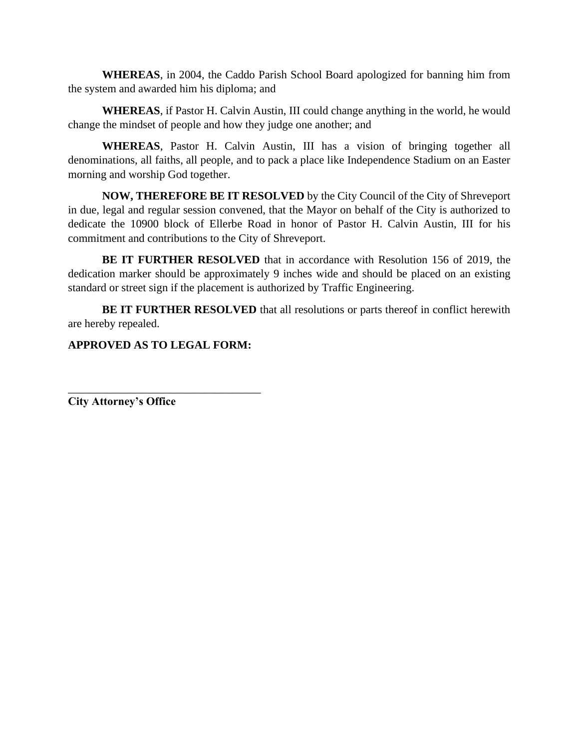**WHEREAS**, in 2004, the Caddo Parish School Board apologized for banning him from the system and awarded him his diploma; and

**WHEREAS**, if Pastor H. Calvin Austin, III could change anything in the world, he would change the mindset of people and how they judge one another; and

**WHEREAS**, Pastor H. Calvin Austin, III has a vision of bringing together all denominations, all faiths, all people, and to pack a place like Independence Stadium on an Easter morning and worship God together.

**NOW, THEREFORE BE IT RESOLVED** by the City Council of the City of Shreveport in due, legal and regular session convened, that the Mayor on behalf of the City is authorized to dedicate the 10900 block of Ellerbe Road in honor of Pastor H. Calvin Austin, III for his commitment and contributions to the City of Shreveport.

**BE IT FURTHER RESOLVED** that in accordance with Resolution 156 of 2019, the dedication marker should be approximately 9 inches wide and should be placed on an existing standard or street sign if the placement is authorized by Traffic Engineering.

**BE IT FURTHER RESOLVED** that all resolutions or parts thereof in conflict herewith are hereby repealed.

**APPROVED AS TO LEGAL FORM:**

\_\_\_\_\_\_\_\_\_\_\_\_\_\_\_\_\_\_\_\_\_\_\_\_\_\_\_\_\_\_\_\_\_\_\_

**City Attorney's Office**